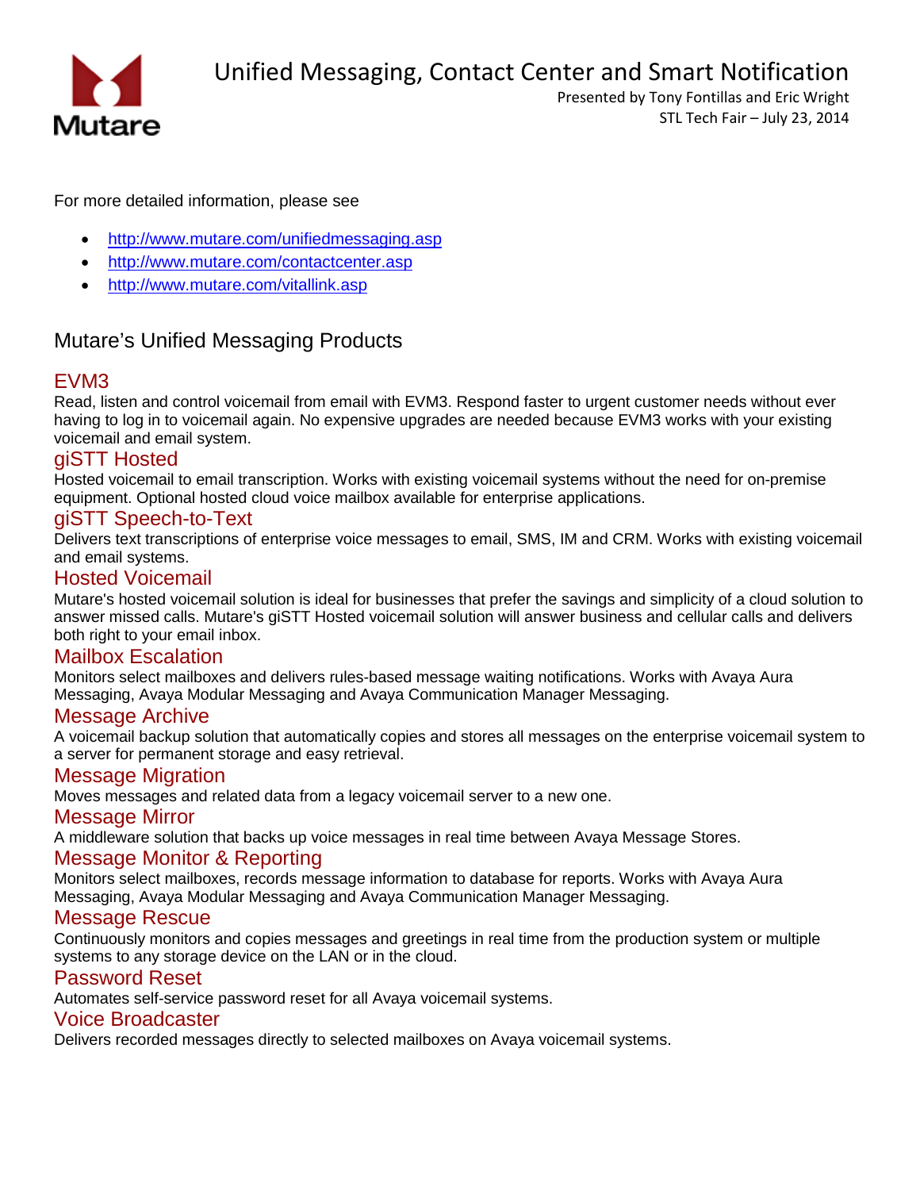# Unified Messaging, Contact Center and Smart Notification

Presented by Tony Fontillas and Eric Wright
STL Tech Fair – July 23, 2014

For more detailed information, please see

- http://www.mutare.com/unifiedmessaging.asp
- http://www.mutare.com/contactcenter.asp
- http://www.mutare.com/vitallink.asp

## Mutare's Unified Messaging Products

### EVM3

Read, listen and control voicemail from email with EVM3. Respond faster to urgent customer needs without ever having to log in to voicemail again. No expensive upgrades are needed because EVM3 works with your existing voicemail and email system.

### giSTT Hosted

Hosted voicemail to email transcription. Works with existing voicemail systems without the need for on-premise equipment. Optional hosted cloud voice mailbox available for enterprise applications.

### giSTT Speech-to-Text

Delivers text transcriptions of enterprise voice messages to email, SMS, IM and CRM. Works with existing voicemail and email systems.

### Hosted Voicemail

Mutare's hosted voicemail solution is ideal for businesses that prefer the savings and simplicity of a cloud solution to answer missed calls. Mutare's giSTT Hosted voicemail solution will answer business and cellular calls and delivers both right to your email inbox.

### Mailbox Escalation

Monitors select mailboxes and delivers rules-based message waiting notifications. Works with Avaya Aura Messaging, Avaya Modular Messaging and Avaya Communication Manager Messaging.

### Message Archive

A voicemail backup solution that automatically copies and stores all messages on the enterprise voicemail system to a server for permanent storage and easy retrieval.

### Message Migration

Moves messages and related data from a legacy voicemail server to a new one.

### Message Mirror

A middleware solution that backs up voice messages in real time between Avaya Message Stores.

### Message Monitor & Reporting

Monitors select mailboxes, records message information to database for reports. Works with Avaya Aura Messaging, Avaya Modular Messaging and Avaya Communication Manager Messaging.

### Message Rescue

Continuously monitors and copies messages and greetings in real time from the production system or multiple systems to any storage device on the LAN or in the cloud.

### Password Reset

Automates self-service password reset for all Avaya voicemail systems.

### Voice Broadcaster

Delivers recorded messages directly to selected mailboxes on Avaya voicemail systems.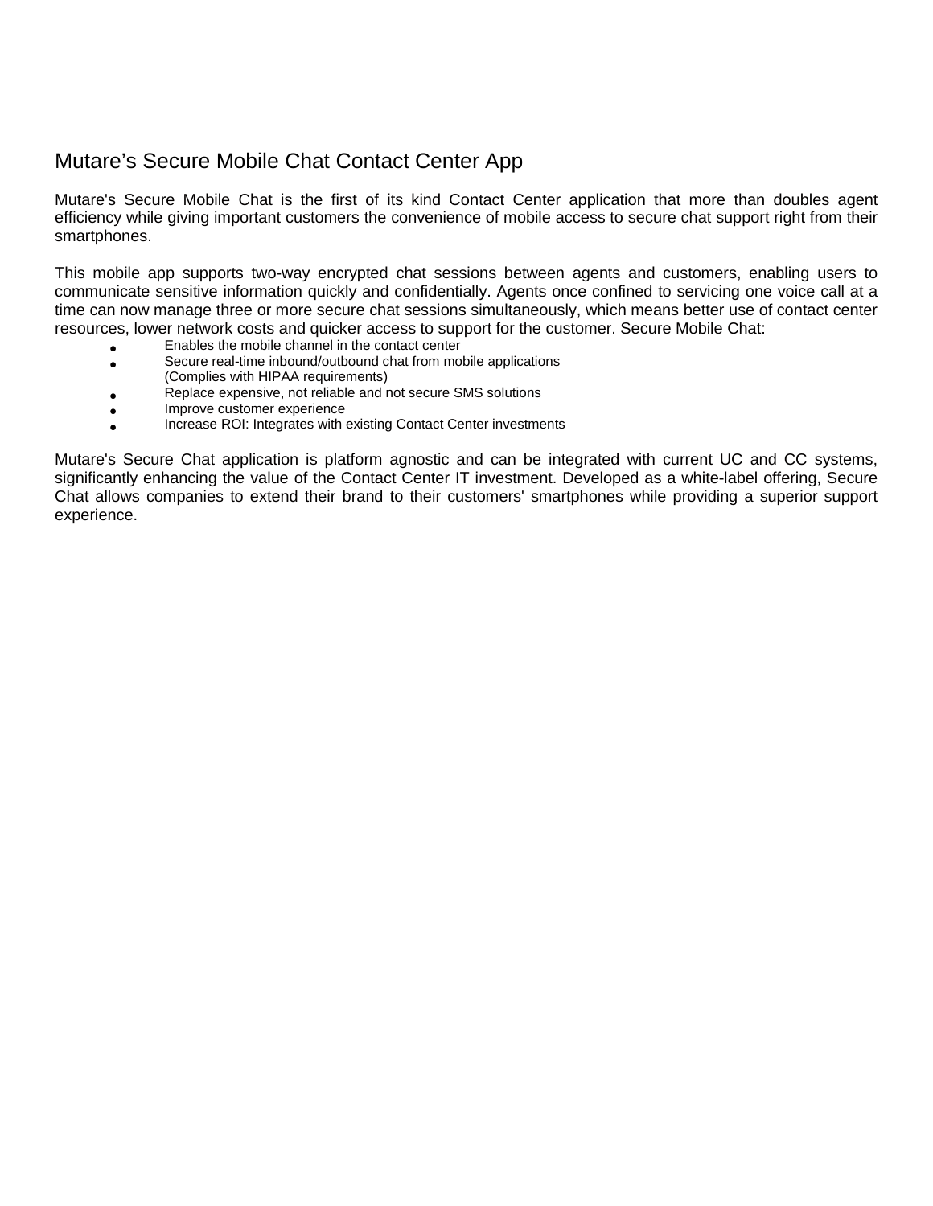## Mutare's Secure Mobile Chat Contact Center App

Mutare's Secure Mobile Chat is the first of its kind Contact Center application that more than doubles agent efficiency while giving important customers the convenience of mobile access to secure chat support right from their smartphones.

This mobile app supports two-way encrypted chat sessions between agents and customers, enabling users to communicate sensitive information quickly and confidentially. Agents once confined to servicing one voice call at a time can now manage three or more secure chat sessions simultaneously, which means better use of contact center resources, lower network costs and quicker access to support for the customer. Secure Mobile Chat:

- Enables the mobile channel in the contact center
- Secure real-time inbound/outbound chat from mobile applications (Complies with HIPAA requirements)
- Replace expensive, not reliable and not secure SMS solutions
- Improve customer experience
- Increase ROI: Integrates with existing Contact Center investments

Mutare's Secure Chat application is platform agnostic and can be integrated with current UC and CC systems, significantly enhancing the value of the Contact Center IT investment. Developed as a white-label offering, Secure Chat allows companies to extend their brand to their customers' smartphones while providing a superior support experience.